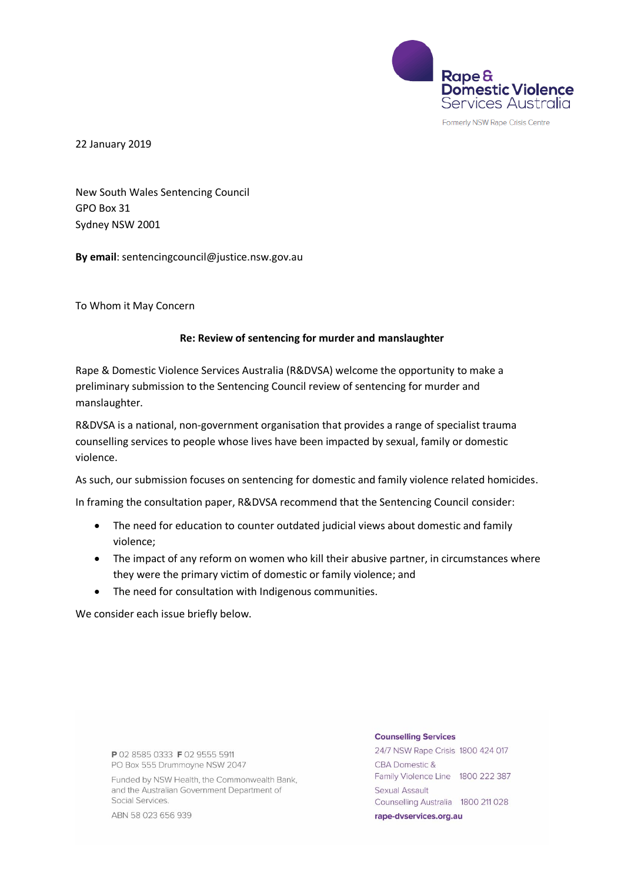Rape & Domestic Violence Services Australia

Formerly NSW Rape Crisis Centre

22 January 2019

New South Wales Sentencing Council
GPO Box 31
Sydney NSW 2001

**By email**: sentencingcouncil@justice.nsw.gov.au

To Whom it May Concern

**Re: Review of sentencing for murder and manslaughter**

Rape & Domestic Violence Services Australia (R&DVSA) welcome the opportunity to make a preliminary submission to the Sentencing Council review of sentencing for murder and manslaughter.

R&DVSA is a national, non-government organisation that provides a range of specialist trauma counselling services to people whose lives have been impacted by sexual, family or domestic violence.

As such, our submission focuses on sentencing for domestic and family violence related homicides.

In framing the consultation paper, R&DVSA recommend that the Sentencing Council consider:

- The need for education to counter outdated judicial views about domestic and family violence;
- The impact of any reform on women who kill their abusive partner, in circumstances where they were the primary victim of domestic or family violence; and
- The need for consultation with Indigenous communities.

We consider each issue briefly below.

**P** 02 8585 0333 **F** 02 9555 5911
PO Box 555 Drummoyne NSW 2047

Funded by NSW Health, the Commonwealth Bank, and the Australian Government Department of Social Services.

ABN 58 023 656 939

**Counselling Services**

24/7 NSW Rape Crisis 1800 424 017

CBA Domestic & Family Violence Line 1800 222 387

Sexual Assault Counselling Australia 1800 211 028

**rape-dvservices.org.au**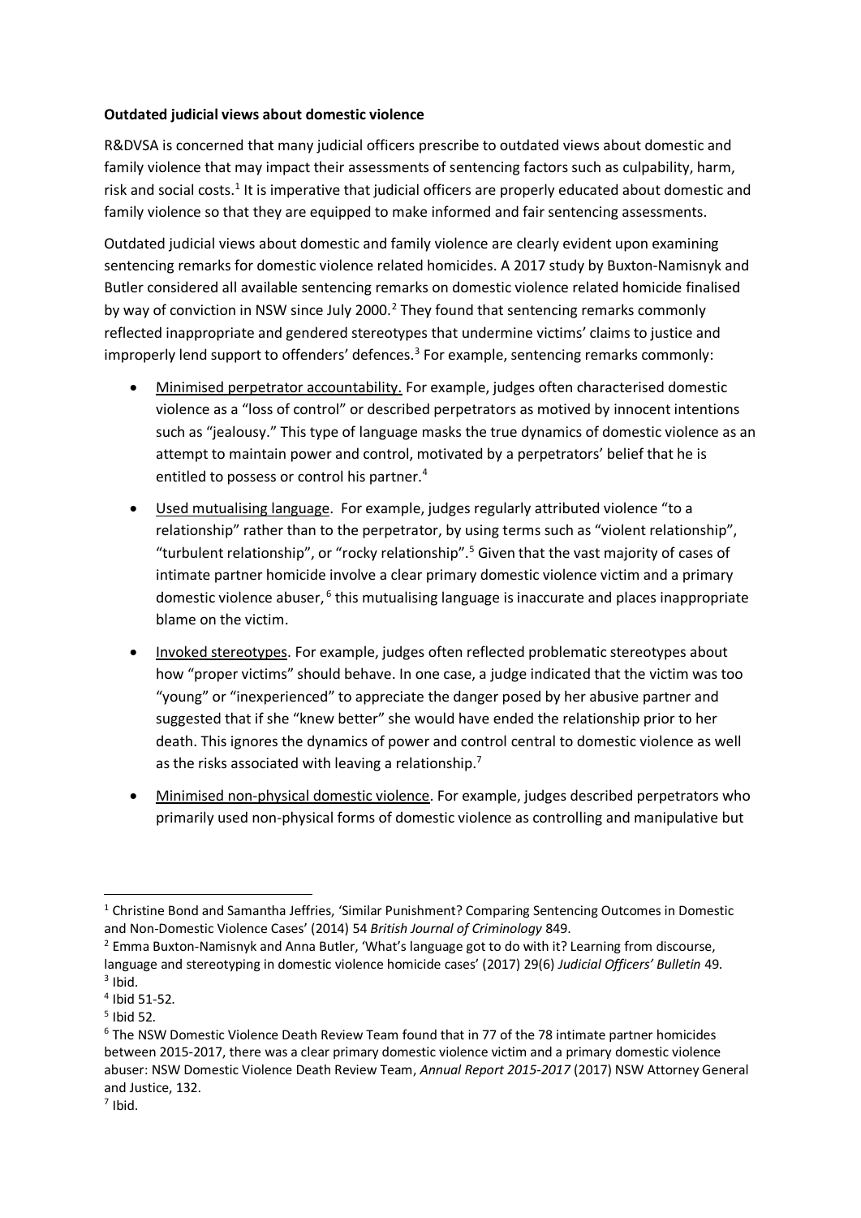**Outdated judicial views about domestic violence**

R&DVSA is concerned that many judicial officers prescribe to outdated views about domestic and family violence that may impact their assessments of sentencing factors such as culpability, harm, risk and social costs.[1] It is imperative that judicial officers are properly educated about domestic and family violence so that they are equipped to make informed and fair sentencing assessments.

Outdated judicial views about domestic and family violence are clearly evident upon examining sentencing remarks for domestic violence related homicides. A 2017 study by Buxton-Namisnyk and Butler considered all available sentencing remarks on domestic violence related homicide finalised by way of conviction in NSW since July 2000.[2] They found that sentencing remarks commonly reflected inappropriate and gendered stereotypes that undermine victims' claims to justice and improperly lend support to offenders' defences.[3] For example, sentencing remarks commonly:

- Minimised perpetrator accountability. For example, judges often characterised domestic violence as a "loss of control" or described perpetrators as motived by innocent intentions such as "jealousy." This type of language masks the true dynamics of domestic violence as an attempt to maintain power and control, motivated by a perpetrators' belief that he is entitled to possess or control his partner.[4]
- Used mutualising language. For example, judges regularly attributed violence "to a relationship" rather than to the perpetrator, by using terms such as "violent relationship", "turbulent relationship", or "rocky relationship".[5] Given that the vast majority of cases of intimate partner homicide involve a clear primary domestic violence victim and a primary domestic violence abuser,[6] this mutualising language is inaccurate and places inappropriate blame on the victim.
- Invoked stereotypes. For example, judges often reflected problematic stereotypes about how "proper victims" should behave. In one case, a judge indicated that the victim was too "young" or "inexperienced" to appreciate the danger posed by her abusive partner and suggested that if she "knew better" she would have ended the relationship prior to her death. This ignores the dynamics of power and control central to domestic violence as well as the risks associated with leaving a relationship.[7]
- Minimised non-physical domestic violence. For example, judges described perpetrators who primarily used non-physical forms of domestic violence as controlling and manipulative but

---

[1] Christine Bond and Samantha Jeffries, 'Similar Punishment? Comparing Sentencing Outcomes in Domestic and Non-Domestic Violence Cases' (2014) 54 *British Journal of Criminology* 849.

[2] Emma Buxton-Namisnyk and Anna Butler, 'What's language got to do with it? Learning from discourse, language and stereotyping in domestic violence homicide cases' (2017) 29(6) *Judicial Officers' Bulletin* 49.

[3] Ibid.

[4] Ibid 51-52.

[5] Ibid 52.

[6] The NSW Domestic Violence Death Review Team found that in 77 of the 78 intimate partner homicides between 2015-2017, there was a clear primary domestic violence victim and a primary domestic violence abuser: NSW Domestic Violence Death Review Team, *Annual Report 2015-2017* (2017) NSW Attorney General and Justice, 132.

[7] Ibid.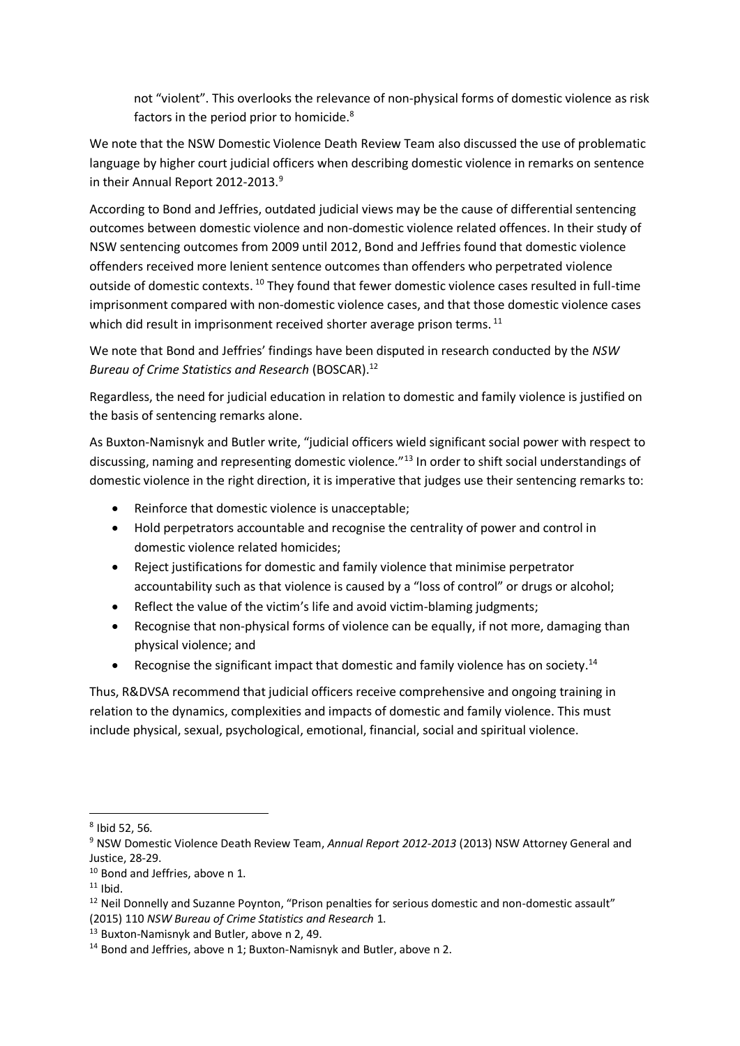not "violent". This overlooks the relevance of non-physical forms of domestic violence as risk factors in the period prior to homicide.[8]

We note that the NSW Domestic Violence Death Review Team also discussed the use of problematic language by higher court judicial officers when describing domestic violence in remarks on sentence in their Annual Report 2012-2013.[9]

According to Bond and Jeffries, outdated judicial views may be the cause of differential sentencing outcomes between domestic violence and non-domestic violence related offences. In their study of NSW sentencing outcomes from 2009 until 2012, Bond and Jeffries found that domestic violence offenders received more lenient sentence outcomes than offenders who perpetrated violence outside of domestic contexts.[10] They found that fewer domestic violence cases resulted in full-time imprisonment compared with non-domestic violence cases, and that those domestic violence cases which did result in imprisonment received shorter average prison terms.[11]

We note that Bond and Jeffries' findings have been disputed in research conducted by the *NSW Bureau of Crime Statistics and Research* (BOSCAR).[12]

Regardless, the need for judicial education in relation to domestic and family violence is justified on the basis of sentencing remarks alone.

As Buxton-Namisnyk and Butler write, "judicial officers wield significant social power with respect to discussing, naming and representing domestic violence."[13] In order to shift social understandings of domestic violence in the right direction, it is imperative that judges use their sentencing remarks to:

- Reinforce that domestic violence is unacceptable;
- Hold perpetrators accountable and recognise the centrality of power and control in domestic violence related homicides;
- Reject justifications for domestic and family violence that minimise perpetrator accountability such as that violence is caused by a "loss of control" or drugs or alcohol;
- Reflect the value of the victim's life and avoid victim-blaming judgments;
- Recognise that non-physical forms of violence can be equally, if not more, damaging than physical violence; and
- Recognise the significant impact that domestic and family violence has on society.[14]

Thus, R&DVSA recommend that judicial officers receive comprehensive and ongoing training in relation to the dynamics, complexities and impacts of domestic and family violence. This must include physical, sexual, psychological, emotional, financial, social and spiritual violence.

---

[8] Ibid 52, 56.

[9] NSW Domestic Violence Death Review Team, *Annual Report 2012-2013* (2013) NSW Attorney General and Justice, 28-29.

[10] Bond and Jeffries, above n 1.

[11] Ibid.

[12] Neil Donnelly and Suzanne Poynton, "Prison penalties for serious domestic and non-domestic assault" (2015) 110 *NSW Bureau of Crime Statistics and Research* 1.

[13] Buxton-Namisnyk and Butler, above n 2, 49.

[14] Bond and Jeffries, above n 1; Buxton-Namisnyk and Butler, above n 2.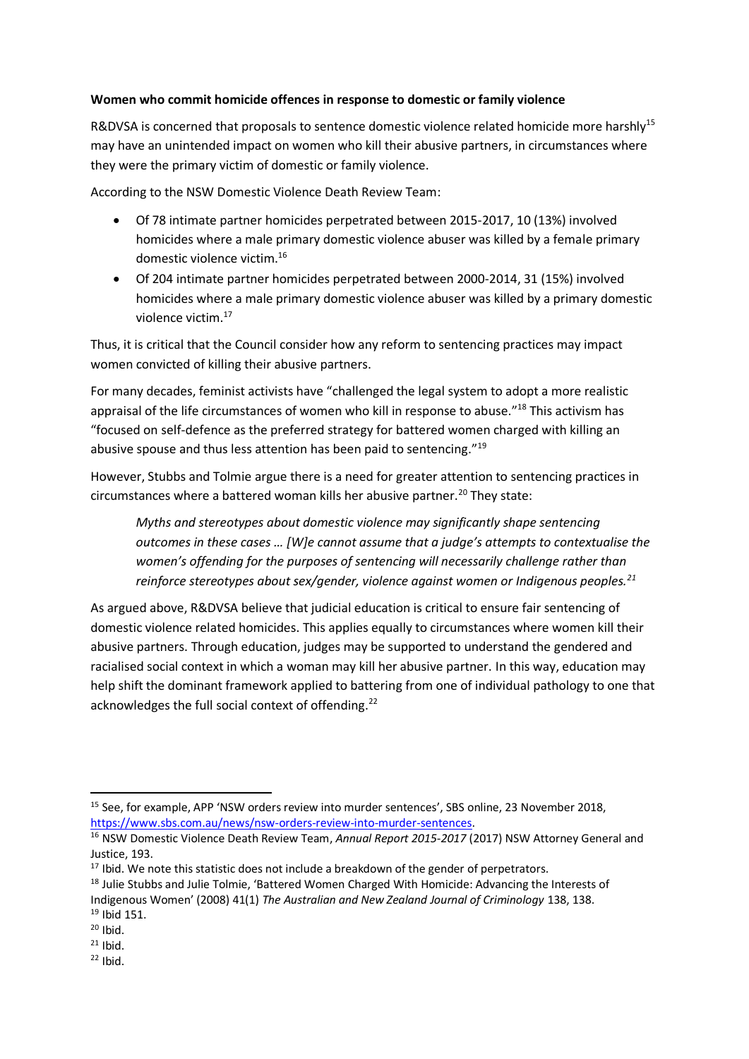**Women who commit homicide offences in response to domestic or family violence**

R&DVSA is concerned that proposals to sentence domestic violence related homicide more harshly[15] may have an unintended impact on women who kill their abusive partners, in circumstances where they were the primary victim of domestic or family violence.

According to the NSW Domestic Violence Death Review Team:

- Of 78 intimate partner homicides perpetrated between 2015-2017, 10 (13%) involved homicides where a male primary domestic violence abuser was killed by a female primary domestic violence victim.[16]
- Of 204 intimate partner homicides perpetrated between 2000-2014, 31 (15%) involved homicides where a male primary domestic violence abuser was killed by a primary domestic violence victim.[17]

Thus, it is critical that the Council consider how any reform to sentencing practices may impact women convicted of killing their abusive partners.

For many decades, feminist activists have "challenged the legal system to adopt a more realistic appraisal of the life circumstances of women who kill in response to abuse."[18] This activism has "focused on self-defence as the preferred strategy for battered women charged with killing an abusive spouse and thus less attention has been paid to sentencing."[19]

However, Stubbs and Tolmie argue there is a need for greater attention to sentencing practices in circumstances where a battered woman kills her abusive partner.[20] They state:

> *Myths and stereotypes about domestic violence may significantly shape sentencing outcomes in these cases … [W]e cannot assume that a judge's attempts to contextualise the women's offending for the purposes of sentencing will necessarily challenge rather than reinforce stereotypes about sex/gender, violence against women or Indigenous peoples.*[21]

As argued above, R&DVSA believe that judicial education is critical to ensure fair sentencing of domestic violence related homicides. This applies equally to circumstances where women kill their abusive partners. Through education, judges may be supported to understand the gendered and racialised social context in which a woman may kill her abusive partner. In this way, education may help shift the dominant framework applied to battering from one of individual pathology to one that acknowledges the full social context of offending.[22]

---

[15] See, for example, APP 'NSW orders review into murder sentences', SBS online, 23 November 2018, https://www.sbs.com.au/news/nsw-orders-review-into-murder-sentences.

[16] NSW Domestic Violence Death Review Team, *Annual Report 2015-2017* (2017) NSW Attorney General and Justice, 193.

[17] Ibid. We note this statistic does not include a breakdown of the gender of perpetrators.

[18] Julie Stubbs and Julie Tolmie, 'Battered Women Charged With Homicide: Advancing the Interests of Indigenous Women' (2008) 41(1) *The Australian and New Zealand Journal of Criminology* 138, 138.

[19] Ibid 151.

[20] Ibid.

[21] Ibid.

[22] Ibid.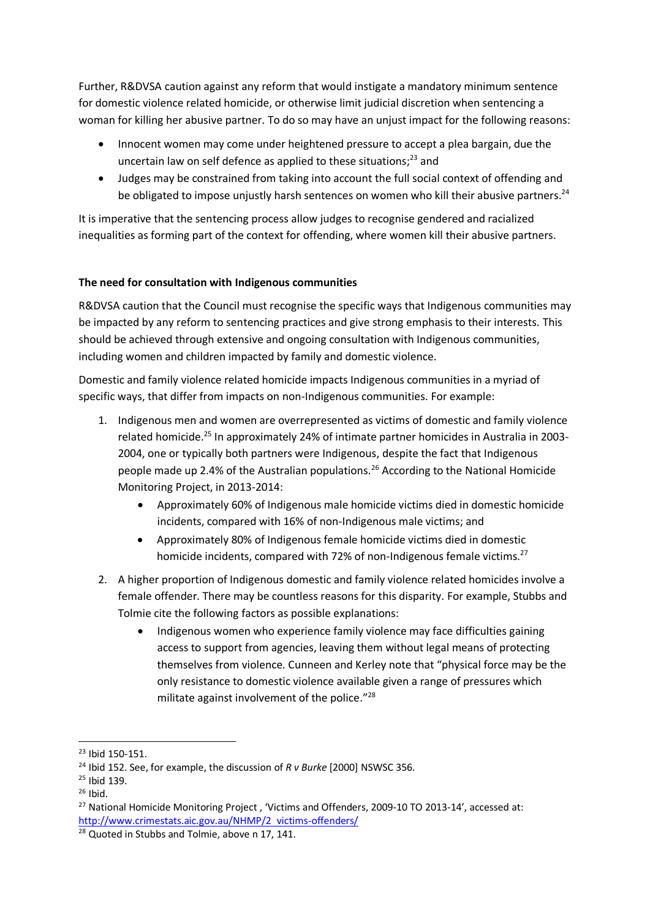Further, R&DVSA caution against any reform that would instigate a mandatory minimum sentence for domestic violence related homicide, or otherwise limit judicial discretion when sentencing a woman for killing her abusive partner. To do so may have an unjust impact for the following reasons:

- Innocent women may come under heightened pressure to accept a plea bargain, due the uncertain law on self defence as applied to these situations;[23] and
- Judges may be constrained from taking into account the full social context of offending and be obligated to impose unjustly harsh sentences on women who kill their abusive partners.[24]

It is imperative that the sentencing process allow judges to recognise gendered and racialized inequalities as forming part of the context for offending, where women kill their abusive partners.

**The need for consultation with Indigenous communities**

R&DVSA caution that the Council must recognise the specific ways that Indigenous communities may be impacted by any reform to sentencing practices and give strong emphasis to their interests. This should be achieved through extensive and ongoing consultation with Indigenous communities, including women and children impacted by family and domestic violence.

Domestic and family violence related homicide impacts Indigenous communities in a myriad of specific ways, that differ from impacts on non-Indigenous communities. For example:

1. Indigenous men and women are overrepresented as victims of domestic and family violence related homicide.[25] In approximately 24% of intimate partner homicides in Australia in 2003-2004, one or typically both partners were Indigenous, despite the fact that Indigenous people made up 2.4% of the Australian populations.[26] According to the National Homicide Monitoring Project, in 2013-2014:
    - Approximately 60% of Indigenous male homicide victims died in domestic homicide incidents, compared with 16% of non-Indigenous male victims; and
    - Approximately 80% of Indigenous female homicide victims died in domestic homicide incidents, compared with 72% of non-Indigenous female victims.[27]
2. A higher proportion of Indigenous domestic and family violence related homicides involve a female offender. There may be countless reasons for this disparity. For example, Stubbs and Tolmie cite the following factors as possible explanations:
    - Indigenous women who experience family violence may face difficulties gaining access to support from agencies, leaving them without legal means of protecting themselves from violence. Cunneen and Kerley note that "physical force may be the only resistance to domestic violence available given a range of pressures which militate against involvement of the police."[28]

---

[23] Ibid 150-151.

[24] Ibid 152. See, for example, the discussion of *R v Burke* [2000] NSWSC 356.

[25] Ibid 139.

[26] Ibid.

[27] National Homicide Monitoring Project , 'Victims and Offenders, 2009-10 TO 2013-14', accessed at: http://www.crimestats.aic.gov.au/NHMP/2_victims-offenders/

[28] Quoted in Stubbs and Tolmie, above n 17, 141.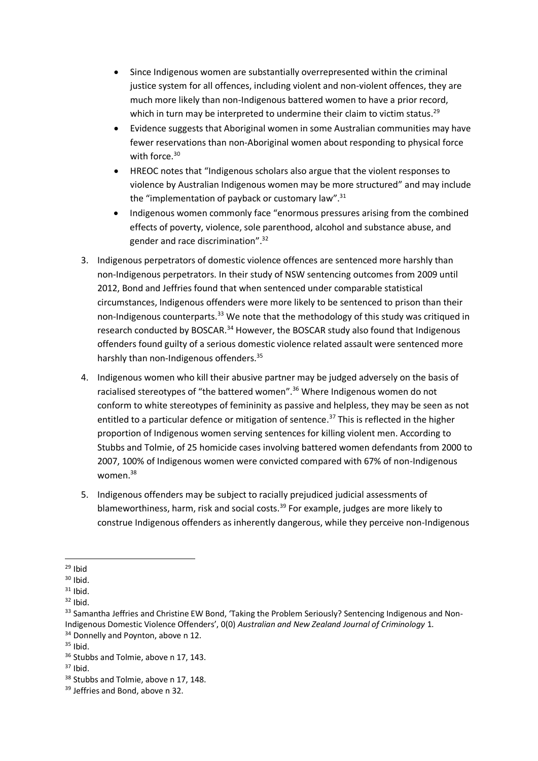- Since Indigenous women are substantially overrepresented within the criminal justice system for all offences, including violent and non-violent offences, they are much more likely than non-Indigenous battered women to have a prior record, which in turn may be interpreted to undermine their claim to victim status.[29]
- Evidence suggests that Aboriginal women in some Australian communities may have fewer reservations than non-Aboriginal women about responding to physical force with force.[30]
- HREOC notes that "Indigenous scholars also argue that the violent responses to violence by Australian Indigenous women may be more structured" and may include the "implementation of payback or customary law".[31]
- Indigenous women commonly face "enormous pressures arising from the combined effects of poverty, violence, sole parenthood, alcohol and substance abuse, and gender and race discrimination".[32]

3. Indigenous perpetrators of domestic violence offences are sentenced more harshly than non-Indigenous perpetrators. In their study of NSW sentencing outcomes from 2009 until 2012, Bond and Jeffries found that when sentenced under comparable statistical circumstances, Indigenous offenders were more likely to be sentenced to prison than their non-Indigenous counterparts.[33] We note that the methodology of this study was critiqued in research conducted by BOSCAR.[34] However, the BOSCAR study also found that Indigenous offenders found guilty of a serious domestic violence related assault were sentenced more harshly than non-Indigenous offenders.[35]

4. Indigenous women who kill their abusive partner may be judged adversely on the basis of racialised stereotypes of "the battered women".[36] Where Indigenous women do not conform to white stereotypes of femininity as passive and helpless, they may be seen as not entitled to a particular defence or mitigation of sentence.[37] This is reflected in the higher proportion of Indigenous women serving sentences for killing violent men. According to Stubbs and Tolmie, of 25 homicide cases involving battered women defendants from 2000 to 2007, 100% of Indigenous women were convicted compared with 67% of non-Indigenous women.[38]

5. Indigenous offenders may be subject to racially prejudiced judicial assessments of blameworthiness, harm, risk and social costs.[39] For example, judges are more likely to construe Indigenous offenders as inherently dangerous, while they perceive non-Indigenous

---

[29] Ibid

[30] Ibid.

[31] Ibid.

[32] Ibid.

[33] Samantha Jeffries and Christine EW Bond, 'Taking the Problem Seriously? Sentencing Indigenous and Non-Indigenous Domestic Violence Offenders', 0(0) *Australian and New Zealand Journal of Criminology* 1.

[34] Donnelly and Poynton, above n 12.

[35] Ibid.

[36] Stubbs and Tolmie, above n 17, 143.

[37] Ibid.

[38] Stubbs and Tolmie, above n 17, 148.

[39] Jeffries and Bond, above n 32.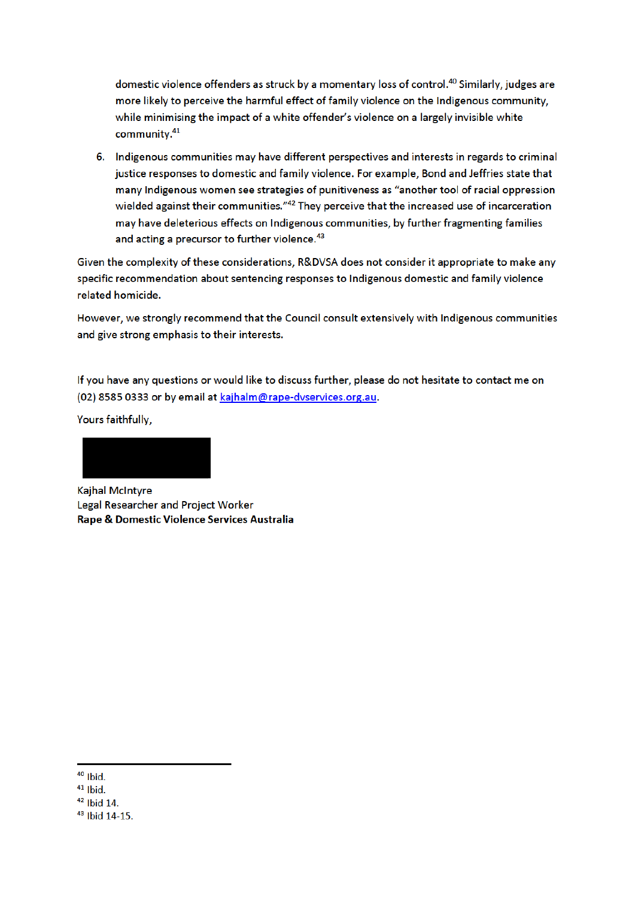domestic violence offenders as struck by a momentary loss of control.[40] Similarly, judges are more likely to perceive the harmful effect of family violence on the Indigenous community, while minimising the impact of a white offender's violence on a largely invisible white community.[41]

6. Indigenous communities may have different perspectives and interests in regards to criminal justice responses to domestic and family violence. For example, Bond and Jeffries state that many Indigenous women see strategies of punitiveness as "another tool of racial oppression wielded against their communities."[42] They perceive that the increased use of incarceration may have deleterious effects on Indigenous communities, by further fragmenting families and acting a precursor to further violence.[43]

Given the complexity of these considerations, R&DVSA does not consider it appropriate to make any specific recommendation about sentencing responses to Indigenous domestic and family violence related homicide.

However, we strongly recommend that the Council consult extensively with Indigenous communities and give strong emphasis to their interests.

If you have any questions or would like to discuss further, please do not hesitate to contact me on (02) 8585 0333 or by email at [kajhalm@rape-dvservices.org.au](mailto:kajhalm@rape-dvservices.org.au).

Yours faithfully,

Kajhal McIntyre
Legal Researcher and Project Worker
**Rape & Domestic Violence Services Australia**

---

[40] Ibid.
[41] Ibid.
[42] Ibid 14.
[43] Ibid 14-15.